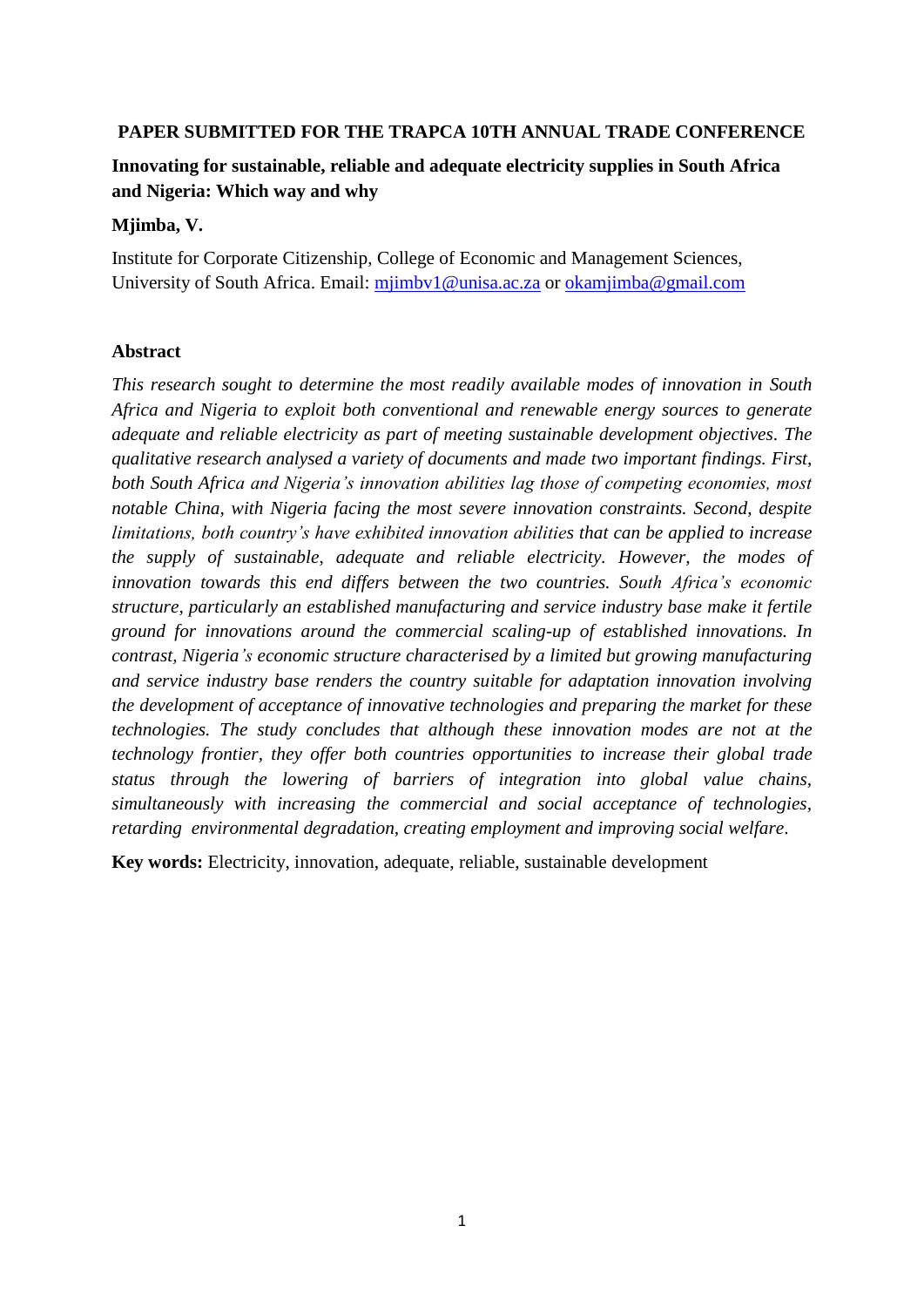**PAPER SUBMITTED FOR THE TRAPCA 10TH ANNUAL TRADE CONFERENCE**

# Innovating for sustainable, reliable and adequate electricity supplies in South Africa and Nigeria: Which way and why

**Mjimba, V.**

Institute for Corporate Citizenship, College of Economic and Management Sciences, University of South Africa. Email: mjimbv1@unisa.ac.za or okamjimba@gmail.com

## Abstract

*This research sought to determine the most readily available modes of innovation in South Africa and Nigeria to exploit both conventional and renewable energy sources to generate adequate and reliable electricity as part of meeting sustainable development objectives. The qualitative research analysed a variety of documents and made two important findings. First, both South Africa and Nigeria's innovation abilities lag those of competing economies, most notable China, with Nigeria facing the most severe innovation constraints. Second, despite limitations, both country's have exhibited innovation abilities that can be applied to increase the supply of sustainable, adequate and reliable electricity. However, the modes of innovation towards this end differs between the two countries. South Africa's economic structure, particularly an established manufacturing and service industry base make it fertile ground for innovations around the commercial scaling-up of established innovations. In contrast, Nigeria's economic structure characterised by a limited but growing manufacturing and service industry base renders the country suitable for adaptation innovation involving the development of acceptance of innovative technologies and preparing the market for these technologies. The study concludes that although these innovation modes are not at the technology frontier, they offer both countries opportunities to increase their global trade status through the lowering of barriers of integration into global value chains, simultaneously with increasing the commercial and social acceptance of technologies, retarding environmental degradation, creating employment and improving social welfare.*

**Key words:** Electricity, innovation, adequate, reliable, sustainable development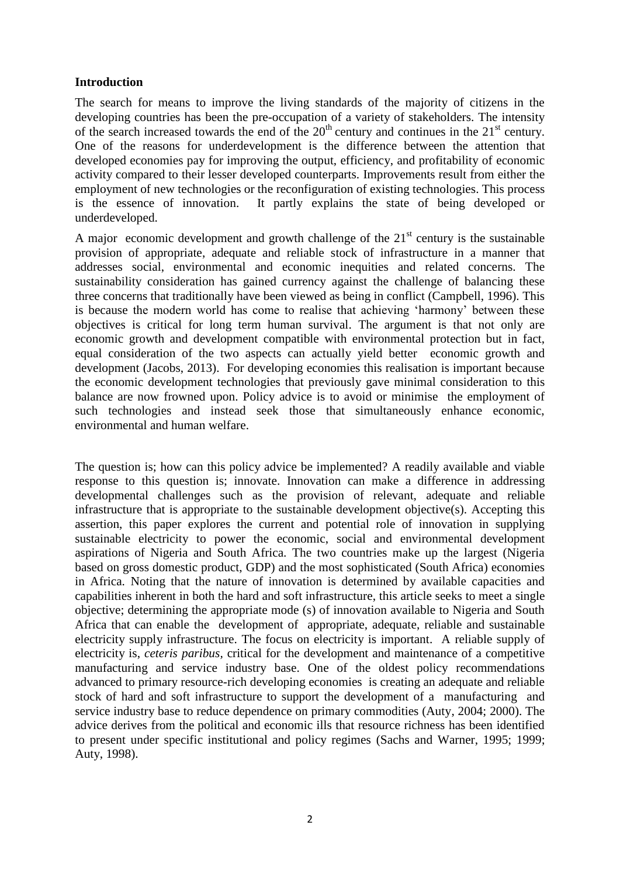## Introduction

The search for means to improve the living standards of the majority of citizens in the developing countries has been the pre-occupation of a variety of stakeholders. The intensity of the search increased towards the end of the $20^{th}$ century and continues in the $21^{st}$ century. One of the reasons for underdevelopment is the difference between the attention that developed economies pay for improving the output, efficiency, and profitability of economic activity compared to their lesser developed counterparts. Improvements result from either the employment of new technologies or the reconfiguration of existing technologies. This process is the essence of innovation. It partly explains the state of being developed or underdeveloped.

A major economic development and growth challenge of the $21^{st}$ century is the sustainable provision of appropriate, adequate and reliable stock of infrastructure in a manner that addresses social, environmental and economic inequities and related concerns. The sustainability consideration has gained currency against the challenge of balancing these three concerns that traditionally have been viewed as being in conflict (Campbell, 1996). This is because the modern world has come to realise that achieving 'harmony' between these objectives is critical for long term human survival. The argument is that not only are economic growth and development compatible with environmental protection but in fact, equal consideration of the two aspects can actually yield better economic growth and development (Jacobs, 2013). For developing economies this realisation is important because the economic development technologies that previously gave minimal consideration to this balance are now frowned upon. Policy advice is to avoid or minimise the employment of such technologies and instead seek those that simultaneously enhance economic, environmental and human welfare.

The question is; how can this policy advice be implemented? A readily available and viable response to this question is; innovate. Innovation can make a difference in addressing developmental challenges such as the provision of relevant, adequate and reliable infrastructure that is appropriate to the sustainable development objective(s). Accepting this assertion, this paper explores the current and potential role of innovation in supplying sustainable electricity to power the economic, social and environmental development aspirations of Nigeria and South Africa. The two countries make up the largest (Nigeria based on gross domestic product, GDP) and the most sophisticated (South Africa) economies in Africa. Noting that the nature of innovation is determined by available capacities and capabilities inherent in both the hard and soft infrastructure, this article seeks to meet a single objective; determining the appropriate mode (s) of innovation available to Nigeria and South Africa that can enable the development of appropriate, adequate, reliable and sustainable electricity supply infrastructure. The focus on electricity is important. A reliable supply of electricity is, *ceteris paribus*, critical for the development and maintenance of a competitive manufacturing and service industry base. One of the oldest policy recommendations advanced to primary resource-rich developing economies is creating an adequate and reliable stock of hard and soft infrastructure to support the development of a manufacturing and service industry base to reduce dependence on primary commodities (Auty, 2004; 2000). The advice derives from the political and economic ills that resource richness has been identified to present under specific institutional and policy regimes (Sachs and Warner, 1995; 1999; Auty, 1998).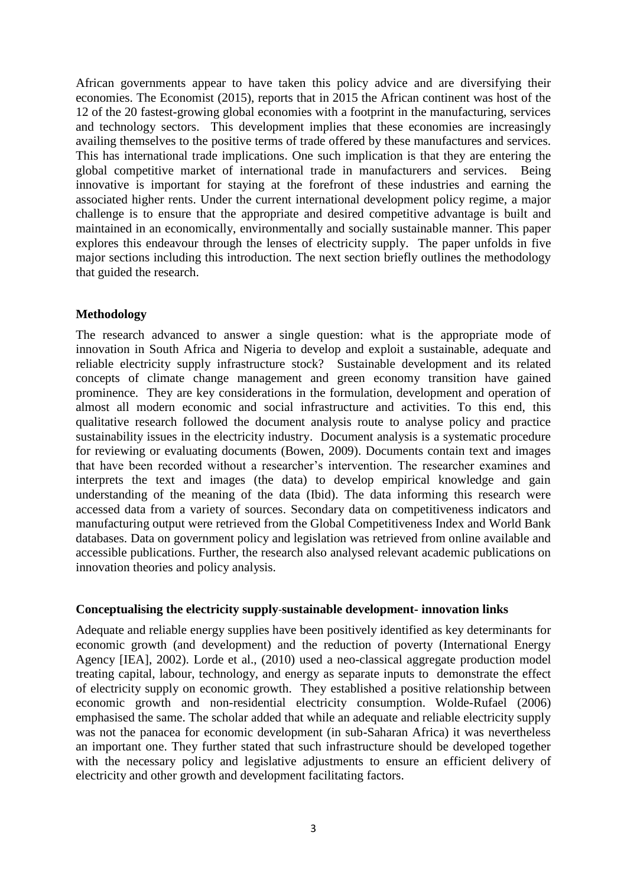African governments appear to have taken this policy advice and are diversifying their economies. The Economist (2015), reports that in 2015 the African continent was host of the 12 of the 20 fastest-growing global economies with a footprint in the manufacturing, services and technology sectors. This development implies that these economies are increasingly availing themselves to the positive terms of trade offered by these manufactures and services. This has international trade implications. One such implication is that they are entering the global competitive market of international trade in manufacturers and services. Being innovative is important for staying at the forefront of these industries and earning the associated higher rents. Under the current international development policy regime, a major challenge is to ensure that the appropriate and desired competitive advantage is built and maintained in an economically, environmentally and socially sustainable manner. This paper explores this endeavour through the lenses of electricity supply. The paper unfolds in five major sections including this introduction. The next section briefly outlines the methodology that guided the research.

## Methodology

The research advanced to answer a single question: what is the appropriate mode of innovation in South Africa and Nigeria to develop and exploit a sustainable, adequate and reliable electricity supply infrastructure stock? Sustainable development and its related concepts of climate change management and green economy transition have gained prominence. They are key considerations in the formulation, development and operation of almost all modern economic and social infrastructure and activities. To this end, this qualitative research followed the document analysis route to analyse policy and practice sustainability issues in the electricity industry. Document analysis is a systematic procedure for reviewing or evaluating documents (Bowen, 2009). Documents contain text and images that have been recorded without a researcher's intervention. The researcher examines and interprets the text and images (the data) to develop empirical knowledge and gain understanding of the meaning of the data (Ibid). The data informing this research were accessed data from a variety of sources. Secondary data on competitiveness indicators and manufacturing output were retrieved from the Global Competitiveness Index and World Bank databases. Data on government policy and legislation was retrieved from online available and accessible publications. Further, the research also analysed relevant academic publications on innovation theories and policy analysis.

## Conceptualising the electricity supply-sustainable development- innovation links

Adequate and reliable energy supplies have been positively identified as key determinants for economic growth (and development) and the reduction of poverty (International Energy Agency [IEA], 2002). Lorde et al., (2010) used a neo-classical aggregate production model treating capital, labour, technology, and energy as separate inputs to demonstrate the effect of electricity supply on economic growth. They established a positive relationship between economic growth and non-residential electricity consumption. Wolde-Rufael (2006) emphasised the same. The scholar added that while an adequate and reliable electricity supply was not the panacea for economic development (in sub-Saharan Africa) it was nevertheless an important one. They further stated that such infrastructure should be developed together with the necessary policy and legislative adjustments to ensure an efficient delivery of electricity and other growth and development facilitating factors.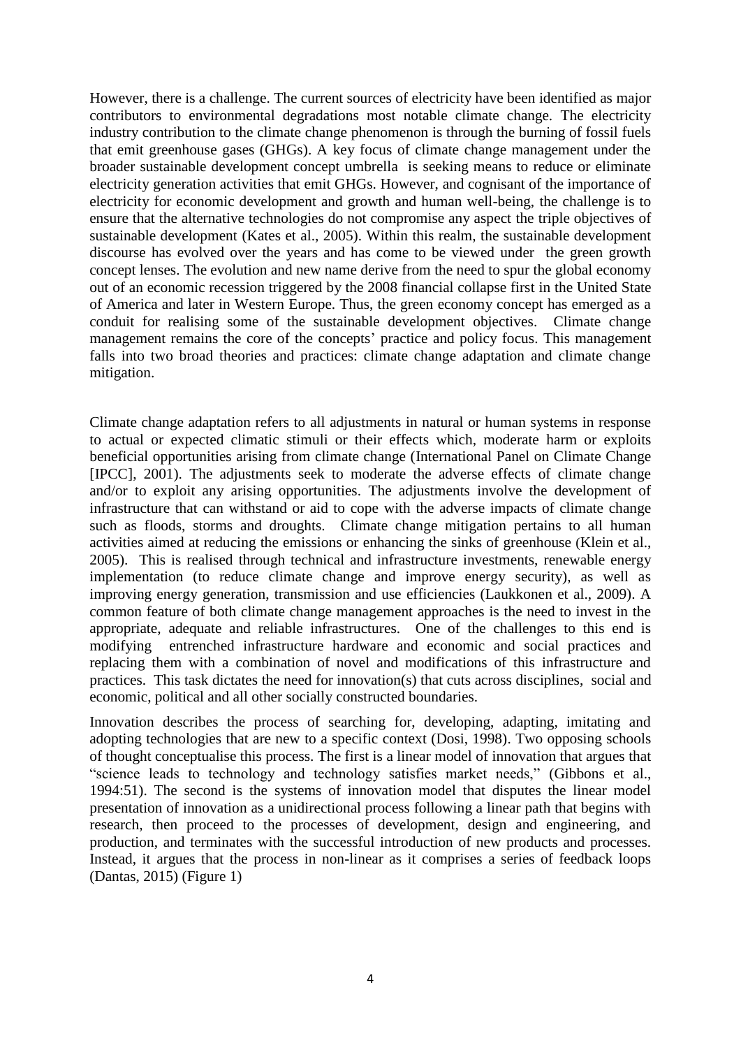However, there is a challenge. The current sources of electricity have been identified as major contributors to environmental degradations most notable climate change. The electricity industry contribution to the climate change phenomenon is through the burning of fossil fuels that emit greenhouse gases (GHGs). A key focus of climate change management under the broader sustainable development concept umbrella is seeking means to reduce or eliminate electricity generation activities that emit GHGs. However, and cognisant of the importance of electricity for economic development and growth and human well-being, the challenge is to ensure that the alternative technologies do not compromise any aspect the triple objectives of sustainable development (Kates et al., 2005). Within this realm, the sustainable development discourse has evolved over the years and has come to be viewed under the green growth concept lenses. The evolution and new name derive from the need to spur the global economy out of an economic recession triggered by the 2008 financial collapse first in the United State of America and later in Western Europe. Thus, the green economy concept has emerged as a conduit for realising some of the sustainable development objectives. Climate change management remains the core of the concepts' practice and policy focus. This management falls into two broad theories and practices: climate change adaptation and climate change mitigation.

Climate change adaptation refers to all adjustments in natural or human systems in response to actual or expected climatic stimuli or their effects which, moderate harm or exploits beneficial opportunities arising from climate change (International Panel on Climate Change [IPCC], 2001). The adjustments seek to moderate the adverse effects of climate change and/or to exploit any arising opportunities. The adjustments involve the development of infrastructure that can withstand or aid to cope with the adverse impacts of climate change such as floods, storms and droughts. Climate change mitigation pertains to all human activities aimed at reducing the emissions or enhancing the sinks of greenhouse (Klein et al., 2005). This is realised through technical and infrastructure investments, renewable energy implementation (to reduce climate change and improve energy security), as well as improving energy generation, transmission and use efficiencies (Laukkonen et al., 2009). A common feature of both climate change management approaches is the need to invest in the appropriate, adequate and reliable infrastructures. One of the challenges to this end is modifying entrenched infrastructure hardware and economic and social practices and replacing them with a combination of novel and modifications of this infrastructure and practices. This task dictates the need for innovation(s) that cuts across disciplines, social and economic, political and all other socially constructed boundaries.

Innovation describes the process of searching for, developing, adapting, imitating and adopting technologies that are new to a specific context (Dosi, 1998). Two opposing schools of thought conceptualise this process. The first is a linear model of innovation that argues that "science leads to technology and technology satisfies market needs," (Gibbons et al., 1994:51). The second is the systems of innovation model that disputes the linear model presentation of innovation as a unidirectional process following a linear path that begins with research, then proceed to the processes of development, design and engineering, and production, and terminates with the successful introduction of new products and processes. Instead, it argues that the process in non-linear as it comprises a series of feedback loops (Dantas, 2015) (Figure 1)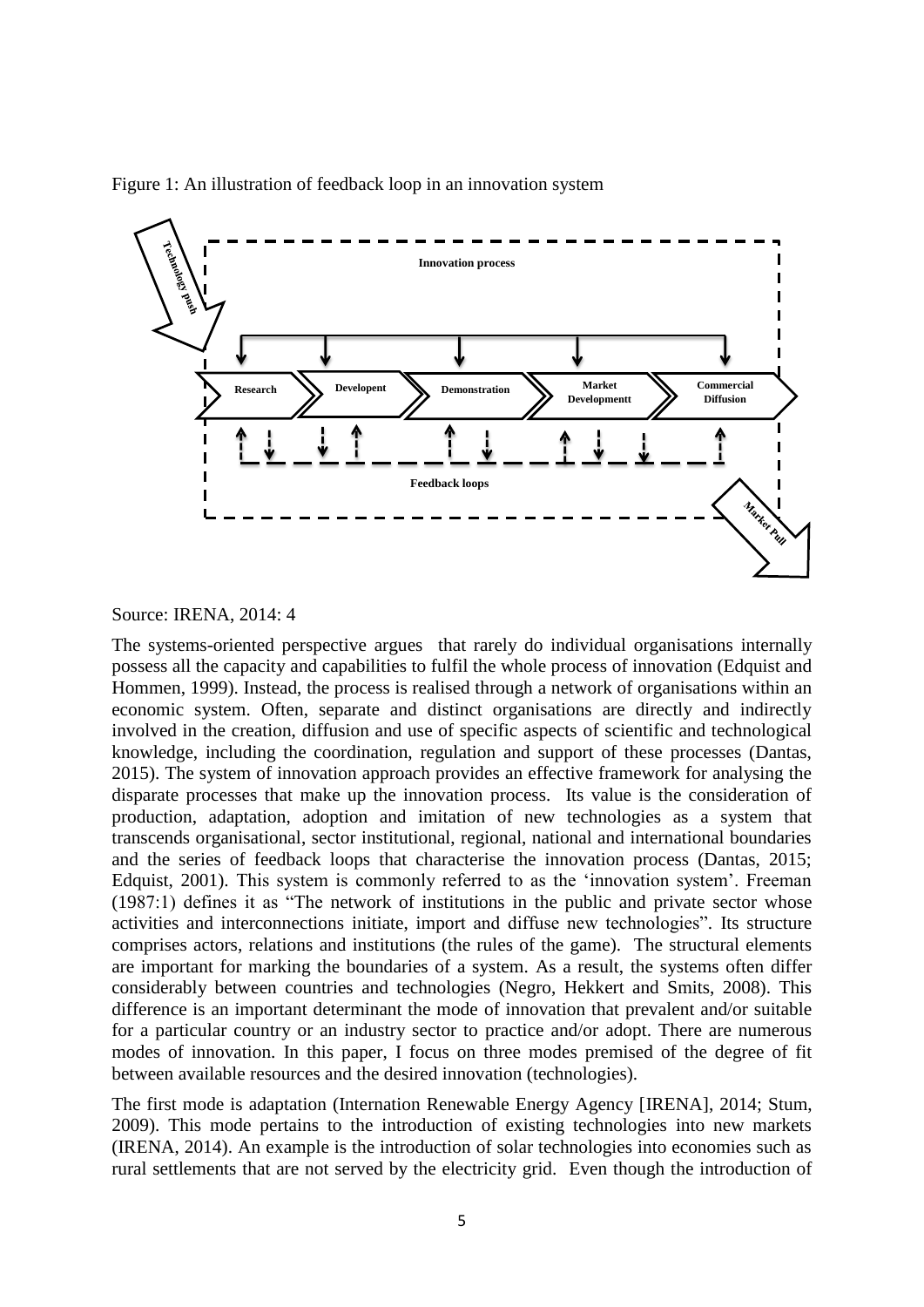Figure 1: An illustration of feedback loop in an innovation system

Source: IRENA, 2014: 4

The systems-oriented perspective argues that rarely do individual organisations internally possess all the capacity and capabilities to fulfil the whole process of innovation (Edquist and Hommen, 1999). Instead, the process is realised through a network of organisations within an economic system. Often, separate and distinct organisations are directly and indirectly involved in the creation, diffusion and use of specific aspects of scientific and technological knowledge, including the coordination, regulation and support of these processes (Dantas, 2015). The system of innovation approach provides an effective framework for analysing the disparate processes that make up the innovation process. Its value is the consideration of production, adaptation, adoption and imitation of new technologies as a system that transcends organisational, sector institutional, regional, national and international boundaries and the series of feedback loops that characterise the innovation process (Dantas, 2015; Edquist, 2001). This system is commonly referred to as the 'innovation system'. Freeman (1987:1) defines it as "The network of institutions in the public and private sector whose activities and interconnections initiate, import and diffuse new technologies". Its structure comprises actors, relations and institutions (the rules of the game). The structural elements are important for marking the boundaries of a system. As a result, the systems often differ considerably between countries and technologies (Negro, Hekkert and Smits, 2008). This difference is an important determinant the mode of innovation that prevalent and/or suitable for a particular country or an industry sector to practice and/or adopt. There are numerous modes of innovation. In this paper, I focus on three modes premised of the degree of fit between available resources and the desired innovation (technologies).

The first mode is adaptation (Internation Renewable Energy Agency [IRENA], 2014; Stum, 2009). This mode pertains to the introduction of existing technologies into new markets (IRENA, 2014). An example is the introduction of solar technologies into economies such as rural settlements that are not served by the electricity grid. Even though the introduction of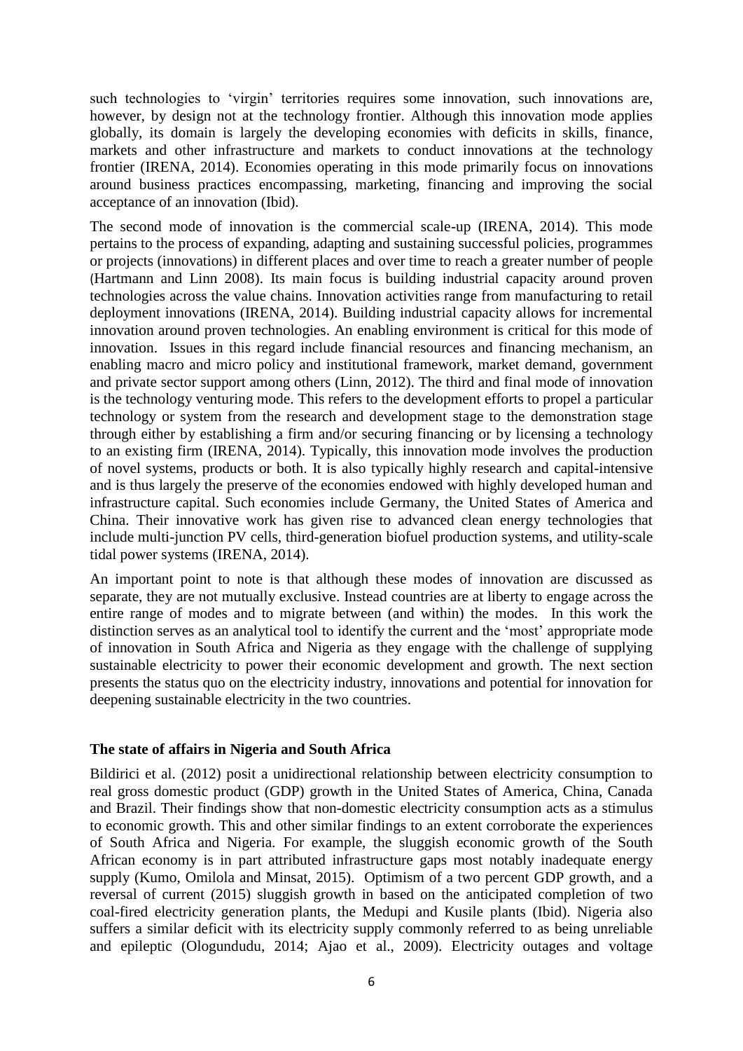such technologies to 'virgin' territories requires some innovation, such innovations are, however, by design not at the technology frontier. Although this innovation mode applies globally, its domain is largely the developing economies with deficits in skills, finance, markets and other infrastructure and markets to conduct innovations at the technology frontier (IRENA, 2014). Economies operating in this mode primarily focus on innovations around business practices encompassing, marketing, financing and improving the social acceptance of an innovation (Ibid).

The second mode of innovation is the commercial scale-up (IRENA, 2014). This mode pertains to the process of expanding, adapting and sustaining successful policies, programmes or projects (innovations) in different places and over time to reach a greater number of people (Hartmann and Linn 2008). Its main focus is building industrial capacity around proven technologies across the value chains. Innovation activities range from manufacturing to retail deployment innovations (IRENA, 2014). Building industrial capacity allows for incremental innovation around proven technologies. An enabling environment is critical for this mode of innovation. Issues in this regard include financial resources and financing mechanism, an enabling macro and micro policy and institutional framework, market demand, government and private sector support among others (Linn, 2012). The third and final mode of innovation is the technology venturing mode. This refers to the development efforts to propel a particular technology or system from the research and development stage to the demonstration stage through either by establishing a firm and/or securing financing or by licensing a technology to an existing firm (IRENA, 2014). Typically, this innovation mode involves the production of novel systems, products or both. It is also typically highly research and capital-intensive and is thus largely the preserve of the economies endowed with highly developed human and infrastructure capital. Such economies include Germany, the United States of America and China. Their innovative work has given rise to advanced clean energy technologies that include multi-junction PV cells, third-generation biofuel production systems, and utility-scale tidal power systems (IRENA, 2014).

An important point to note is that although these modes of innovation are discussed as separate, they are not mutually exclusive. Instead countries are at liberty to engage across the entire range of modes and to migrate between (and within) the modes. In this work the distinction serves as an analytical tool to identify the current and the 'most' appropriate mode of innovation in South Africa and Nigeria as they engage with the challenge of supplying sustainable electricity to power their economic development and growth. The next section presents the status quo on the electricity industry, innovations and potential for innovation for deepening sustainable electricity in the two countries.

**The state of affairs in Nigeria and South Africa**

Bildirici et al. (2012) posit a unidirectional relationship between electricity consumption to real gross domestic product (GDP) growth in the United States of America, China, Canada and Brazil. Their findings show that non-domestic electricity consumption acts as a stimulus to economic growth. This and other similar findings to an extent corroborate the experiences of South Africa and Nigeria. For example, the sluggish economic growth of the South African economy is in part attributed infrastructure gaps most notably inadequate energy supply (Kumo, Omilola and Minsat, 2015). Optimism of a two percent GDP growth, and a reversal of current (2015) sluggish growth in based on the anticipated completion of two coal-fired electricity generation plants, the Medupi and Kusile plants (Ibid). Nigeria also suffers a similar deficit with its electricity supply commonly referred to as being unreliable and epileptic (Ologundudu, 2014; Ajao et al., 2009). Electricity outages and voltage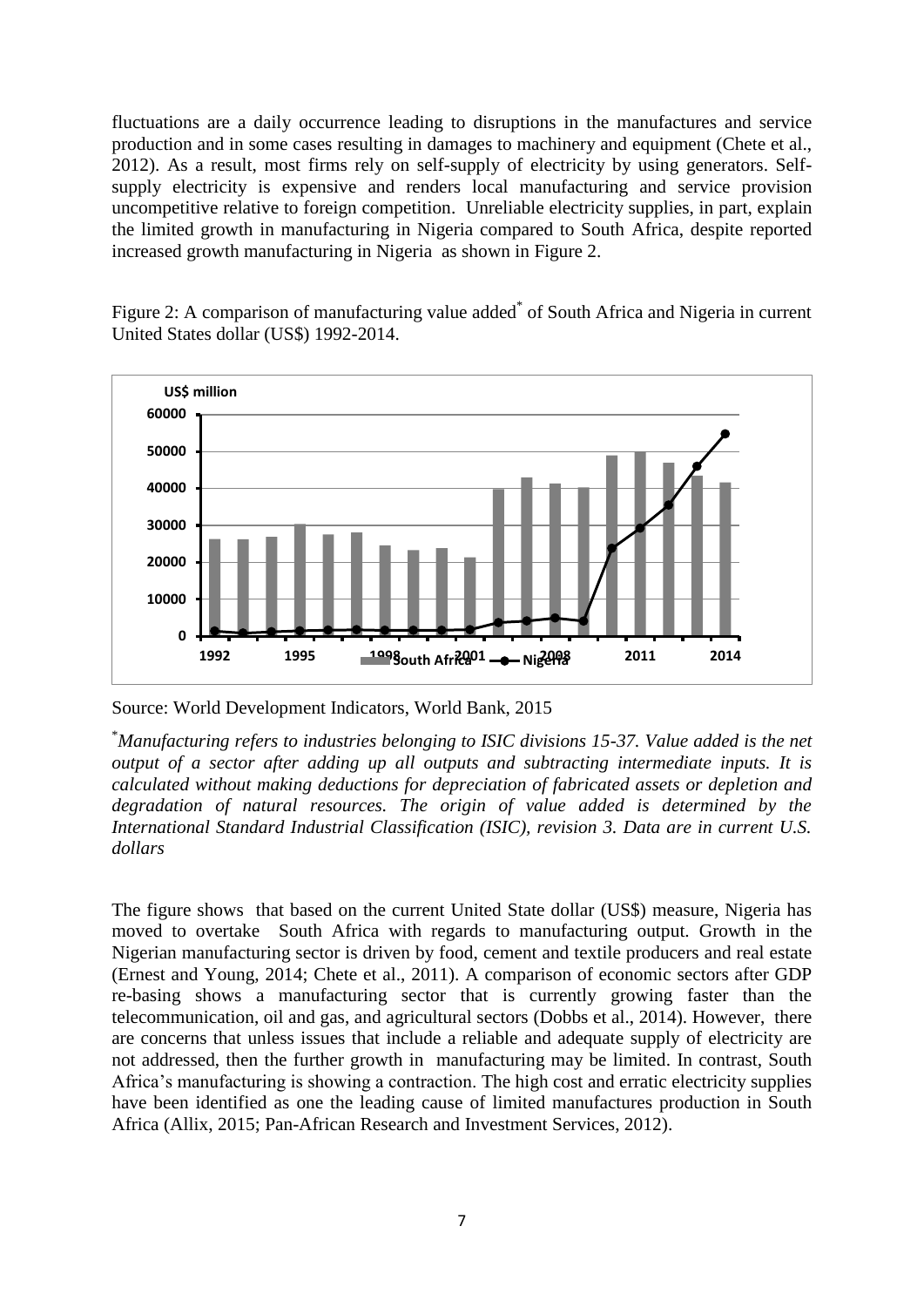fluctuations are a daily occurrence leading to disruptions in the manufactures and service production and in some cases resulting in damages to machinery and equipment (Chete et al., 2012). As a result, most firms rely on self-supply of electricity by using generators. Self-supply electricity is expensive and renders local manufacturing and service provision uncompetitive relative to foreign competition. Unreliable electricity supplies, in part, explain the limited growth in manufacturing in Nigeria compared to South Africa, despite reported increased growth manufacturing in Nigeria as shown in Figure 2.

Figure 2: A comparison of manufacturing value added* of South Africa and Nigeria in current United States dollar (US$) 1992-2014.

Source: World Development Indicators, World Bank, 2015

*\*Manufacturing refers to industries belonging to ISIC divisions 15-37. Value added is the net output of a sector after adding up all outputs and subtracting intermediate inputs. It is calculated without making deductions for depreciation of fabricated assets or depletion and degradation of natural resources. The origin of value added is determined by the International Standard Industrial Classification (ISIC), revision 3. Data are in current U.S. dollars*

The figure shows that based on the current United State dollar (US$) measure, Nigeria has moved to overtake South Africa with regards to manufacturing output. Growth in the Nigerian manufacturing sector is driven by food, cement and textile producers and real estate (Ernest and Young, 2014; Chete et al., 2011). A comparison of economic sectors after GDP re-basing shows a manufacturing sector that is currently growing faster than the telecommunication, oil and gas, and agricultural sectors (Dobbs et al., 2014). However, there are concerns that unless issues that include a reliable and adequate supply of electricity are not addressed, then the further growth in manufacturing may be limited. In contrast, South Africa's manufacturing is showing a contraction. The high cost and erratic electricity supplies have been identified as one the leading cause of limited manufactures production in South Africa (Allix, 2015; Pan-African Research and Investment Services, 2012).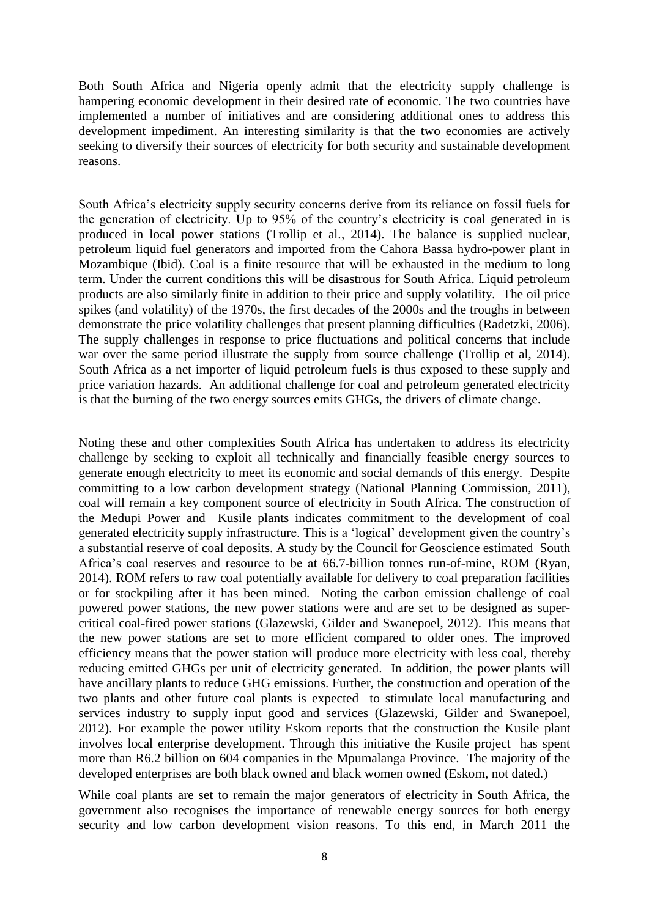Both South Africa and Nigeria openly admit that the electricity supply challenge is hampering economic development in their desired rate of economic. The two countries have implemented a number of initiatives and are considering additional ones to address this development impediment. An interesting similarity is that the two economies are actively seeking to diversify their sources of electricity for both security and sustainable development reasons.

South Africa's electricity supply security concerns derive from its reliance on fossil fuels for the generation of electricity. Up to 95% of the country's electricity is coal generated in is produced in local power stations (Trollip et al., 2014). The balance is supplied nuclear, petroleum liquid fuel generators and imported from the Cahora Bassa hydro-power plant in Mozambique (Ibid). Coal is a finite resource that will be exhausted in the medium to long term. Under the current conditions this will be disastrous for South Africa. Liquid petroleum products are also similarly finite in addition to their price and supply volatility. The oil price spikes (and volatility) of the 1970s, the first decades of the 2000s and the troughs in between demonstrate the price volatility challenges that present planning difficulties (Radetzki, 2006). The supply challenges in response to price fluctuations and political concerns that include war over the same period illustrate the supply from source challenge (Trollip et al, 2014). South Africa as a net importer of liquid petroleum fuels is thus exposed to these supply and price variation hazards. An additional challenge for coal and petroleum generated electricity is that the burning of the two energy sources emits GHGs, the drivers of climate change.

Noting these and other complexities South Africa has undertaken to address its electricity challenge by seeking to exploit all technically and financially feasible energy sources to generate enough electricity to meet its economic and social demands of this energy. Despite committing to a low carbon development strategy (National Planning Commission, 2011), coal will remain a key component source of electricity in South Africa. The construction of the Medupi Power and Kusile plants indicates commitment to the development of coal generated electricity supply infrastructure. This is a 'logical' development given the country's a substantial reserve of coal deposits. A study by the Council for Geoscience estimated South Africa's coal reserves and resource to be at 66.7-billion tonnes run-of-mine, ROM (Ryan, 2014). ROM refers to raw coal potentially available for delivery to coal preparation facilities or for stockpiling after it has been mined. Noting the carbon emission challenge of coal powered power stations, the new power stations were and are set to be designed as super-critical coal-fired power stations (Glazewski, Gilder and Swanepoel, 2012). This means that the new power stations are set to more efficient compared to older ones. The improved efficiency means that the power station will produce more electricity with less coal, thereby reducing emitted GHGs per unit of electricity generated. In addition, the power plants will have ancillary plants to reduce GHG emissions. Further, the construction and operation of the two plants and other future coal plants is expected to stimulate local manufacturing and services industry to supply input good and services (Glazewski, Gilder and Swanepoel, 2012). For example the power utility Eskom reports that the construction the Kusile plant involves local enterprise development. Through this initiative the Kusile project has spent more than R6.2 billion on 604 companies in the Mpumalanga Province. The majority of the developed enterprises are both black owned and black women owned (Eskom, not dated.)

While coal plants are set to remain the major generators of electricity in South Africa, the government also recognises the importance of renewable energy sources for both energy security and low carbon development vision reasons. To this end, in March 2011 the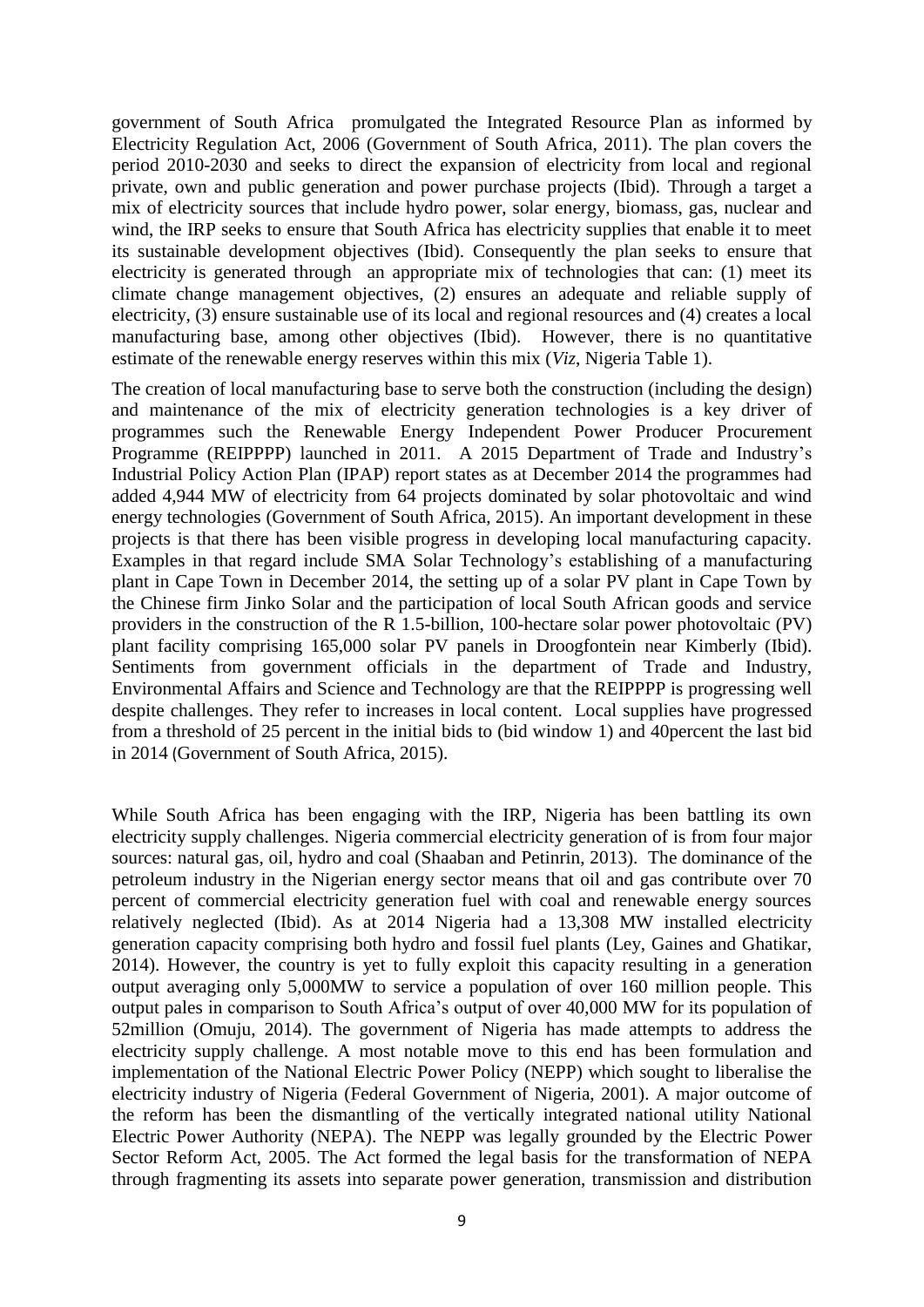government of South Africa promulgated the Integrated Resource Plan as informed by Electricity Regulation Act, 2006 (Government of South Africa, 2011). The plan covers the period 2010-2030 and seeks to direct the expansion of electricity from local and regional private, own and public generation and power purchase projects (Ibid). Through a target a mix of electricity sources that include hydro power, solar energy, biomass, gas, nuclear and wind, the IRP seeks to ensure that South Africa has electricity supplies that enable it to meet its sustainable development objectives (Ibid). Consequently the plan seeks to ensure that electricity is generated through an appropriate mix of technologies that can: (1) meet its climate change management objectives, (2) ensures an adequate and reliable supply of electricity, (3) ensure sustainable use of its local and regional resources and (4) creates a local manufacturing base, among other objectives (Ibid). However, there is no quantitative estimate of the renewable energy reserves within this mix (*Viz*, Nigeria Table 1).

The creation of local manufacturing base to serve both the construction (including the design) and maintenance of the mix of electricity generation technologies is a key driver of programmes such the Renewable Energy Independent Power Producer Procurement Programme (REIPPPP) launched in 2011. A 2015 Department of Trade and Industry's Industrial Policy Action Plan (IPAP) report states as at December 2014 the programmes had added 4,944 MW of electricity from 64 projects dominated by solar photovoltaic and wind energy technologies (Government of South Africa, 2015). An important development in these projects is that there has been visible progress in developing local manufacturing capacity. Examples in that regard include SMA Solar Technology's establishing of a manufacturing plant in Cape Town in December 2014, the setting up of a solar PV plant in Cape Town by the Chinese firm Jinko Solar and the participation of local South African goods and service providers in the construction of the R 1.5-billion, 100-hectare solar power photovoltaic (PV) plant facility comprising 165,000 solar PV panels in Droogfontein near Kimberly (Ibid). Sentiments from government officials in the department of Trade and Industry, Environmental Affairs and Science and Technology are that the REIPPPP is progressing well despite challenges. They refer to increases in local content. Local supplies have progressed from a threshold of 25 percent in the initial bids to (bid window 1) and 40percent the last bid in 2014 (Government of South Africa, 2015).

While South Africa has been engaging with the IRP, Nigeria has been battling its own electricity supply challenges. Nigeria commercial electricity generation of is from four major sources: natural gas, oil, hydro and coal (Shaaban and Petinrin, 2013). The dominance of the petroleum industry in the Nigerian energy sector means that oil and gas contribute over 70 percent of commercial electricity generation fuel with coal and renewable energy sources relatively neglected (Ibid). As at 2014 Nigeria had a 13,308 MW installed electricity generation capacity comprising both hydro and fossil fuel plants (Ley, Gaines and Ghatikar, 2014). However, the country is yet to fully exploit this capacity resulting in a generation output averaging only 5,000MW to service a population of over 160 million people. This output pales in comparison to South Africa's output of over 40,000 MW for its population of 52million (Omuju, 2014). The government of Nigeria has made attempts to address the electricity supply challenge. A most notable move to this end has been formulation and implementation of the National Electric Power Policy (NEPP) which sought to liberalise the electricity industry of Nigeria (Federal Government of Nigeria, 2001). A major outcome of the reform has been the dismantling of the vertically integrated national utility National Electric Power Authority (NEPA). The NEPP was legally grounded by the Electric Power Sector Reform Act, 2005. The Act formed the legal basis for the transformation of NEPA through fragmenting its assets into separate power generation, transmission and distribution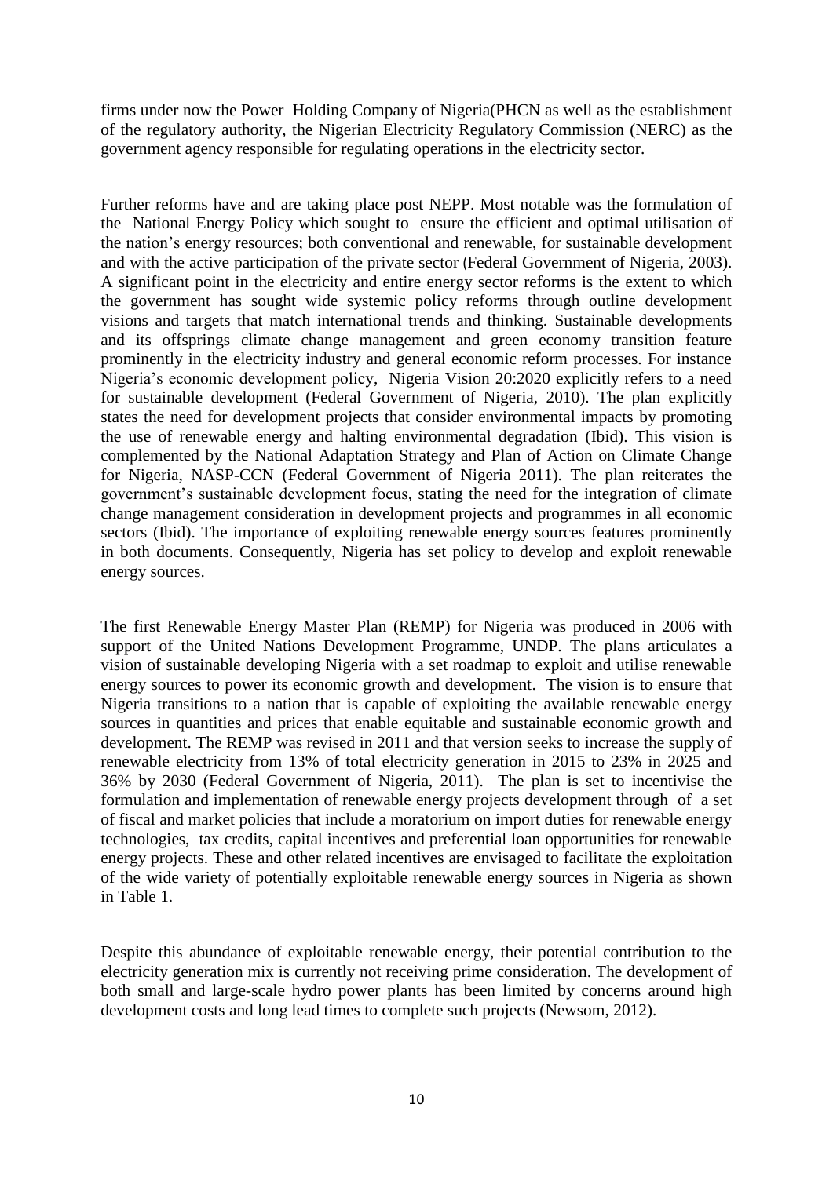firms under now the Power Holding Company of Nigeria(PHCN as well as the establishment of the regulatory authority, the Nigerian Electricity Regulatory Commission (NERC) as the government agency responsible for regulating operations in the electricity sector.

Further reforms have and are taking place post NEPP. Most notable was the formulation of the National Energy Policy which sought to ensure the efficient and optimal utilisation of the nation's energy resources; both conventional and renewable, for sustainable development and with the active participation of the private sector (Federal Government of Nigeria, 2003). A significant point in the electricity and entire energy sector reforms is the extent to which the government has sought wide systemic policy reforms through outline development visions and targets that match international trends and thinking. Sustainable developments and its offsprings climate change management and green economy transition feature prominently in the electricity industry and general economic reform processes. For instance Nigeria's economic development policy, Nigeria Vision 20:2020 explicitly refers to a need for sustainable development (Federal Government of Nigeria, 2010). The plan explicitly states the need for development projects that consider environmental impacts by promoting the use of renewable energy and halting environmental degradation (Ibid). This vision is complemented by the National Adaptation Strategy and Plan of Action on Climate Change for Nigeria, NASP-CCN (Federal Government of Nigeria 2011). The plan reiterates the government's sustainable development focus, stating the need for the integration of climate change management consideration in development projects and programmes in all economic sectors (Ibid). The importance of exploiting renewable energy sources features prominently in both documents. Consequently, Nigeria has set policy to develop and exploit renewable energy sources.

The first Renewable Energy Master Plan (REMP) for Nigeria was produced in 2006 with support of the United Nations Development Programme, UNDP. The plans articulates a vision of sustainable developing Nigeria with a set roadmap to exploit and utilise renewable energy sources to power its economic growth and development. The vision is to ensure that Nigeria transitions to a nation that is capable of exploiting the available renewable energy sources in quantities and prices that enable equitable and sustainable economic growth and development. The REMP was revised in 2011 and that version seeks to increase the supply of renewable electricity from 13% of total electricity generation in 2015 to 23% in 2025 and 36% by 2030 (Federal Government of Nigeria, 2011). The plan is set to incentivise the formulation and implementation of renewable energy projects development through of a set of fiscal and market policies that include a moratorium on import duties for renewable energy technologies, tax credits, capital incentives and preferential loan opportunities for renewable energy projects. These and other related incentives are envisaged to facilitate the exploitation of the wide variety of potentially exploitable renewable energy sources in Nigeria as shown in Table 1.

Despite this abundance of exploitable renewable energy, their potential contribution to the electricity generation mix is currently not receiving prime consideration. The development of both small and large-scale hydro power plants has been limited by concerns around high development costs and long lead times to complete such projects (Newsom, 2012).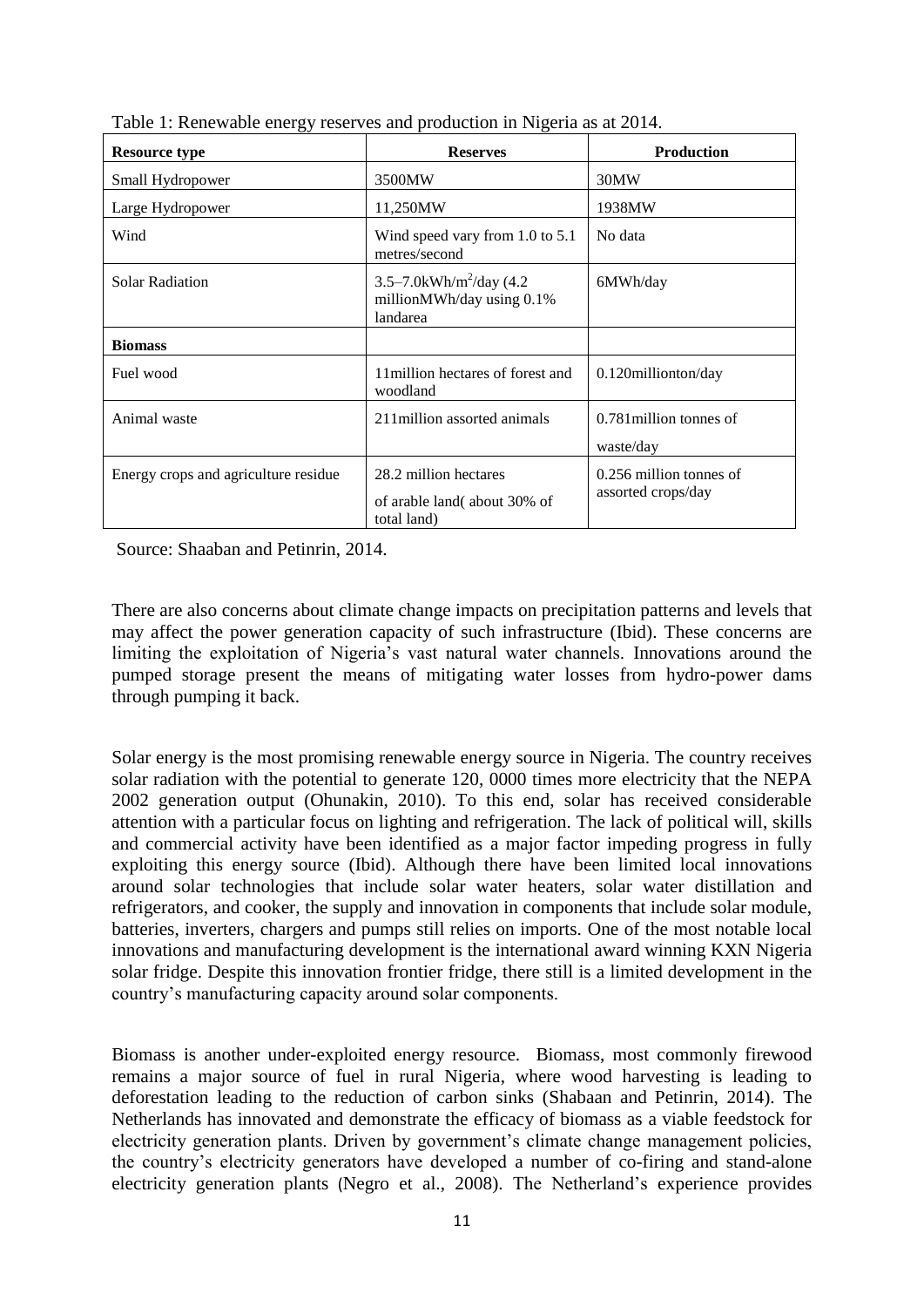Table 1: Renewable energy reserves and production in Nigeria as at 2014.

| **Resource type** | **Reserves** | **Production** |
|---|---|---|
| Small Hydropower | 3500MW | 30MW |
| Large Hydropower | 11,250MW | 1938MW |
| Wind | Wind speed vary from 1.0 to 5.1 metres/second | No data |
| Solar Radiation | 3.5–7.0kWh/$m^2$/day (4.2 millionMWh/day using 0.1% landarea | 6MWh/day |
| **Biomass** | | |
| Fuel wood | 11million hectares of forest and woodland | 0.120millionton/day |
| Animal waste | 211million assorted animals | 0.781million tonnes of waste/day |
| Energy crops and agriculture residue | 28.2 million hectares of arable land( about 30% of total land) | 0.256 million tonnes of assorted crops/day |

Source: Shaaban and Petinrin, 2014.

There are also concerns about climate change impacts on precipitation patterns and levels that may affect the power generation capacity of such infrastructure (Ibid). These concerns are limiting the exploitation of Nigeria's vast natural water channels. Innovations around the pumped storage present the means of mitigating water losses from hydro-power dams through pumping it back.

Solar energy is the most promising renewable energy source in Nigeria. The country receives solar radiation with the potential to generate 120, 0000 times more electricity that the NEPA 2002 generation output (Ohunakin, 2010). To this end, solar has received considerable attention with a particular focus on lighting and refrigeration. The lack of political will, skills and commercial activity have been identified as a major factor impeding progress in fully exploiting this energy source (Ibid). Although there have been limited local innovations around solar technologies that include solar water heaters, solar water distillation and refrigerators, and cooker, the supply and innovation in components that include solar module, batteries, inverters, chargers and pumps still relies on imports. One of the most notable local innovations and manufacturing development is the international award winning KXN Nigeria solar fridge. Despite this innovation frontier fridge, there still is a limited development in the country's manufacturing capacity around solar components.

Biomass is another under-exploited energy resource. Biomass, most commonly firewood remains a major source of fuel in rural Nigeria, where wood harvesting is leading to deforestation leading to the reduction of carbon sinks (Shabaan and Petinrin, 2014). The Netherlands has innovated and demonstrate the efficacy of biomass as a viable feedstock for electricity generation plants. Driven by government's climate change management policies, the country's electricity generators have developed a number of co-firing and stand-alone electricity generation plants (Negro et al., 2008). The Netherland's experience provides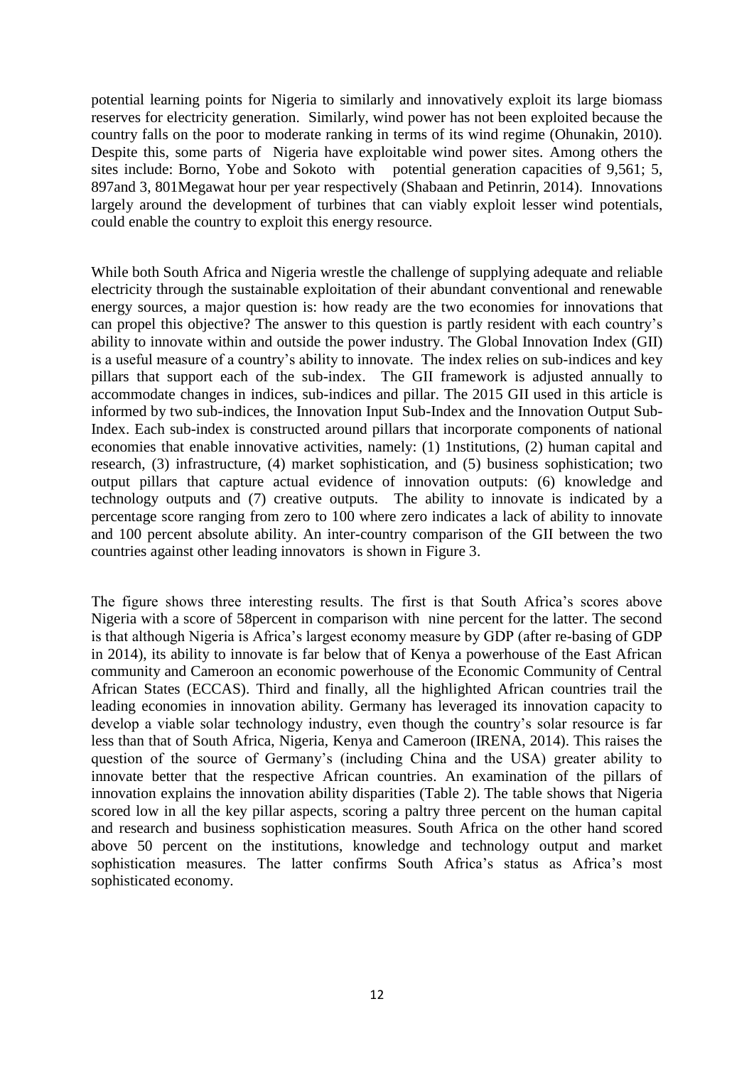potential learning points for Nigeria to similarly and innovatively exploit its large biomass reserves for electricity generation. Similarly, wind power has not been exploited because the country falls on the poor to moderate ranking in terms of its wind regime (Ohunakin, 2010). Despite this, some parts of Nigeria have exploitable wind power sites. Among others the sites include: Borno, Yobe and Sokoto with potential generation capacities of 9,561; 5, 897and 3, 801Megawat hour per year respectively (Shabaan and Petinrin, 2014). Innovations largely around the development of turbines that can viably exploit lesser wind potentials, could enable the country to exploit this energy resource.

While both South Africa and Nigeria wrestle the challenge of supplying adequate and reliable electricity through the sustainable exploitation of their abundant conventional and renewable energy sources, a major question is: how ready are the two economies for innovations that can propel this objective? The answer to this question is partly resident with each country's ability to innovate within and outside the power industry. The Global Innovation Index (GII) is a useful measure of a country's ability to innovate. The index relies on sub-indices and key pillars that support each of the sub-index. The GII framework is adjusted annually to accommodate changes in indices, sub-indices and pillar. The 2015 GII used in this article is informed by two sub-indices, the Innovation Input Sub-Index and the Innovation Output Sub-Index. Each sub-index is constructed around pillars that incorporate components of national economies that enable innovative activities, namely: (1) 1nstitutions, (2) human capital and research, (3) infrastructure, (4) market sophistication, and (5) business sophistication; two output pillars that capture actual evidence of innovation outputs: (6) knowledge and technology outputs and (7) creative outputs. The ability to innovate is indicated by a percentage score ranging from zero to 100 where zero indicates a lack of ability to innovate and 100 percent absolute ability. An inter-country comparison of the GII between the two countries against other leading innovators is shown in Figure 3.

The figure shows three interesting results. The first is that South Africa's scores above Nigeria with a score of 58percent in comparison with nine percent for the latter. The second is that although Nigeria is Africa's largest economy measure by GDP (after re-basing of GDP in 2014), its ability to innovate is far below that of Kenya a powerhouse of the East African community and Cameroon an economic powerhouse of the Economic Community of Central African States (ECCAS). Third and finally, all the highlighted African countries trail the leading economies in innovation ability. Germany has leveraged its innovation capacity to develop a viable solar technology industry, even though the country's solar resource is far less than that of South Africa, Nigeria, Kenya and Cameroon (IRENA, 2014). This raises the question of the source of Germany's (including China and the USA) greater ability to innovate better that the respective African countries. An examination of the pillars of innovation explains the innovation ability disparities (Table 2). The table shows that Nigeria scored low in all the key pillar aspects, scoring a paltry three percent on the human capital and research and business sophistication measures. South Africa on the other hand scored above 50 percent on the institutions, knowledge and technology output and market sophistication measures. The latter confirms South Africa's status as Africa's most sophisticated economy.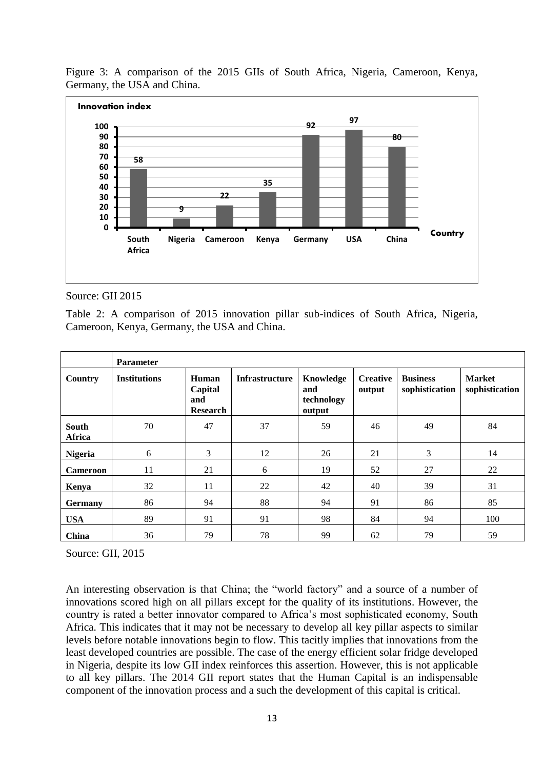Figure 3: A comparison of the 2015 GIIs of South Africa, Nigeria, Cameroon, Kenya, Germany, the USA and China.

Source: GII 2015

Table 2: A comparison of 2015 innovation pillar sub-indices of South Africa, Nigeria, Cameroon, Kenya, Germany, the USA and China.

| | **Parameter** | | | | | | |
|---|---|---|---|---|---|---|---|
| **Country** | **Institutions** | **Human Capital and Research** | **Infrastructure** | **Knowledge and technology output** | **Creative output** | **Business sophistication** | **Market sophistication** |
| **South Africa** | 70 | 47 | 37 | 59 | 46 | 49 | 84 |
| **Nigeria** | 6 | 3 | 12 | 26 | 21 | 3 | 14 |
| **Cameroon** | 11 | 21 | 6 | 19 | 52 | 27 | 22 |
| **Kenya** | 32 | 11 | 22 | 42 | 40 | 39 | 31 |
| **Germany** | 86 | 94 | 88 | 94 | 91 | 86 | 85 |
| **USA** | 89 | 91 | 91 | 98 | 84 | 94 | 100 |
| **China** | 36 | 79 | 78 | 99 | 62 | 79 | 59 |

Source: GII, 2015

An interesting observation is that China; the "world factory" and a source of a number of innovations scored high on all pillars except for the quality of its institutions. However, the country is rated a better innovator compared to Africa's most sophisticated economy, South Africa. This indicates that it may not be necessary to develop all key pillar aspects to similar levels before notable innovations begin to flow. This tacitly implies that innovations from the least developed countries are possible. The case of the energy efficient solar fridge developed in Nigeria, despite its low GII index reinforces this assertion. However, this is not applicable to all key pillars. The 2014 GII report states that the Human Capital is an indispensable component of the innovation process and a such the development of this capital is critical.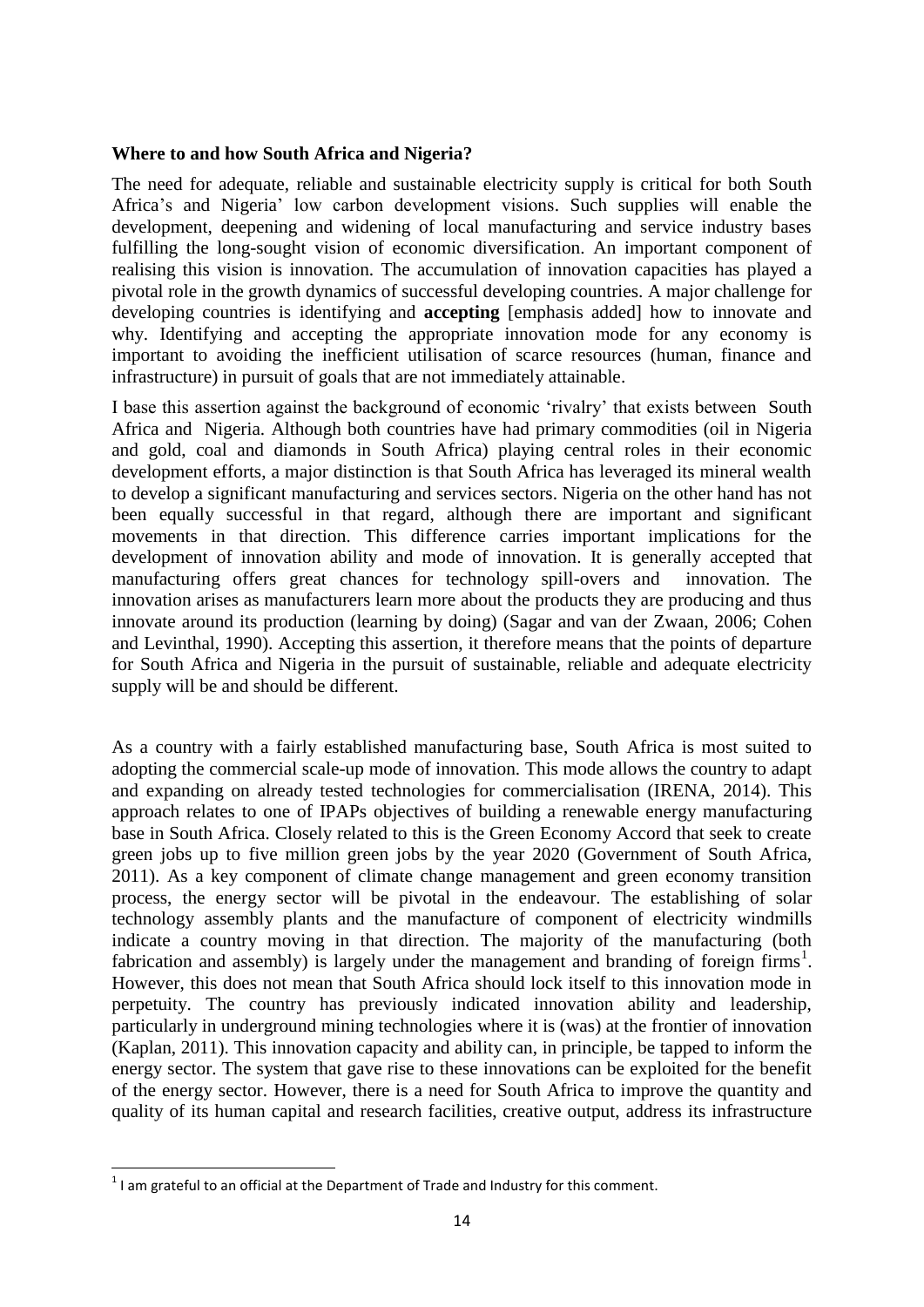**Where to and how South Africa and Nigeria?**

The need for adequate, reliable and sustainable electricity supply is critical for both South Africa's and Nigeria' low carbon development visions. Such supplies will enable the development, deepening and widening of local manufacturing and service industry bases fulfilling the long-sought vision of economic diversification. An important component of realising this vision is innovation. The accumulation of innovation capacities has played a pivotal role in the growth dynamics of successful developing countries. A major challenge for developing countries is identifying and **accepting** [emphasis added] how to innovate and why. Identifying and accepting the appropriate innovation mode for any economy is important to avoiding the inefficient utilisation of scarce resources (human, finance and infrastructure) in pursuit of goals that are not immediately attainable.

I base this assertion against the background of economic 'rivalry' that exists between South Africa and Nigeria. Although both countries have had primary commodities (oil in Nigeria and gold, coal and diamonds in South Africa) playing central roles in their economic development efforts, a major distinction is that South Africa has leveraged its mineral wealth to develop a significant manufacturing and services sectors. Nigeria on the other hand has not been equally successful in that regard, although there are important and significant movements in that direction. This difference carries important implications for the development of innovation ability and mode of innovation. It is generally accepted that manufacturing offers great chances for technology spill-overs and innovation. The innovation arises as manufacturers learn more about the products they are producing and thus innovate around its production (learning by doing) (Sagar and van der Zwaan, 2006; Cohen and Levinthal, 1990). Accepting this assertion, it therefore means that the points of departure for South Africa and Nigeria in the pursuit of sustainable, reliable and adequate electricity supply will be and should be different.

As a country with a fairly established manufacturing base, South Africa is most suited to adopting the commercial scale-up mode of innovation. This mode allows the country to adapt and expanding on already tested technologies for commercialisation (IRENA, 2014). This approach relates to one of IPAPs objectives of building a renewable energy manufacturing base in South Africa. Closely related to this is the Green Economy Accord that seek to create green jobs up to five million green jobs by the year 2020 (Government of South Africa, 2011). As a key component of climate change management and green economy transition process, the energy sector will be pivotal in the endeavour. The establishing of solar technology assembly plants and the manufacture of component of electricity windmills indicate a country moving in that direction. The majority of the manufacturing (both fabrication and assembly) is largely under the management and branding of foreign firms[1]. However, this does not mean that South Africa should lock itself to this innovation mode in perpetuity. The country has previously indicated innovation ability and leadership, particularly in underground mining technologies where it is (was) at the frontier of innovation (Kaplan, 2011). This innovation capacity and ability can, in principle, be tapped to inform the energy sector. The system that gave rise to these innovations can be exploited for the benefit of the energy sector. However, there is a need for South Africa to improve the quantity and quality of its human capital and research facilities, creative output, address its infrastructure

[1] I am grateful to an official at the Department of Trade and Industry for this comment.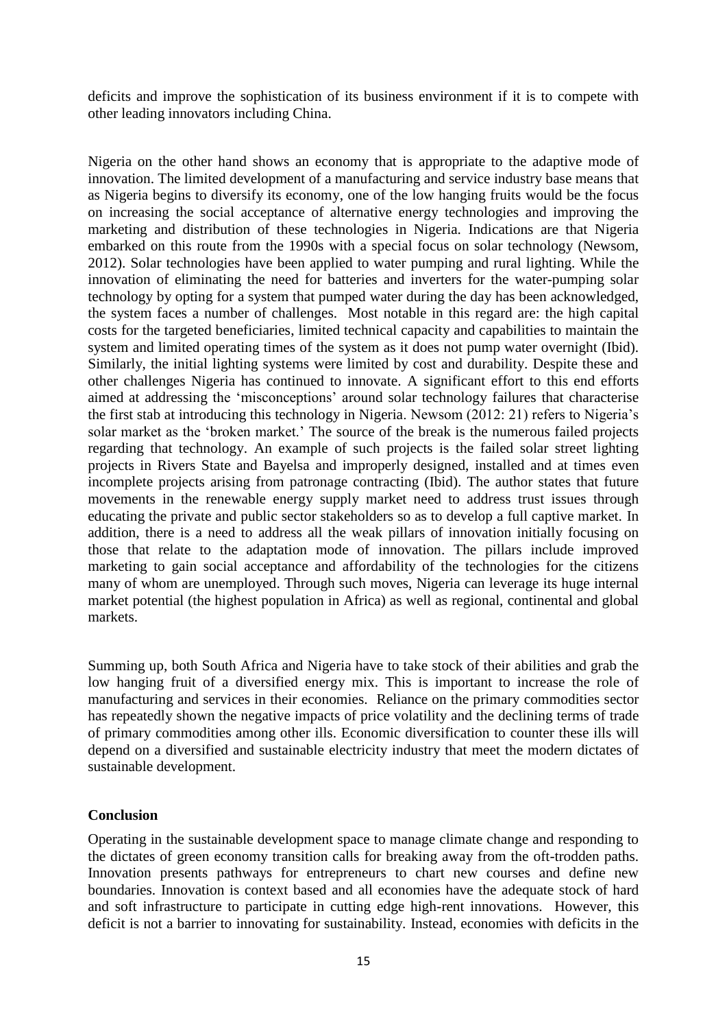deficits and improve the sophistication of its business environment if it is to compete with other leading innovators including China.

Nigeria on the other hand shows an economy that is appropriate to the adaptive mode of innovation. The limited development of a manufacturing and service industry base means that as Nigeria begins to diversify its economy, one of the low hanging fruits would be the focus on increasing the social acceptance of alternative energy technologies and improving the marketing and distribution of these technologies in Nigeria. Indications are that Nigeria embarked on this route from the 1990s with a special focus on solar technology (Newsom, 2012). Solar technologies have been applied to water pumping and rural lighting. While the innovation of eliminating the need for batteries and inverters for the water-pumping solar technology by opting for a system that pumped water during the day has been acknowledged, the system faces a number of challenges. Most notable in this regard are: the high capital costs for the targeted beneficiaries, limited technical capacity and capabilities to maintain the system and limited operating times of the system as it does not pump water overnight (Ibid). Similarly, the initial lighting systems were limited by cost and durability. Despite these and other challenges Nigeria has continued to innovate. A significant effort to this end efforts aimed at addressing the 'misconceptions' around solar technology failures that characterise the first stab at introducing this technology in Nigeria. Newsom (2012: 21) refers to Nigeria's solar market as the 'broken market.' The source of the break is the numerous failed projects regarding that technology. An example of such projects is the failed solar street lighting projects in Rivers State and Bayelsa and improperly designed, installed and at times even incomplete projects arising from patronage contracting (Ibid). The author states that future movements in the renewable energy supply market need to address trust issues through educating the private and public sector stakeholders so as to develop a full captive market. In addition, there is a need to address all the weak pillars of innovation initially focusing on those that relate to the adaptation mode of innovation. The pillars include improved marketing to gain social acceptance and affordability of the technologies for the citizens many of whom are unemployed. Through such moves, Nigeria can leverage its huge internal market potential (the highest population in Africa) as well as regional, continental and global markets.

Summing up, both South Africa and Nigeria have to take stock of their abilities and grab the low hanging fruit of a diversified energy mix. This is important to increase the role of manufacturing and services in their economies. Reliance on the primary commodities sector has repeatedly shown the negative impacts of price volatility and the declining terms of trade of primary commodities among other ills. Economic diversification to counter these ills will depend on a diversified and sustainable electricity industry that meet the modern dictates of sustainable development.

## Conclusion

Operating in the sustainable development space to manage climate change and responding to the dictates of green economy transition calls for breaking away from the oft-trodden paths. Innovation presents pathways for entrepreneurs to chart new courses and define new boundaries. Innovation is context based and all economies have the adequate stock of hard and soft infrastructure to participate in cutting edge high-rent innovations. However, this deficit is not a barrier to innovating for sustainability. Instead, economies with deficits in the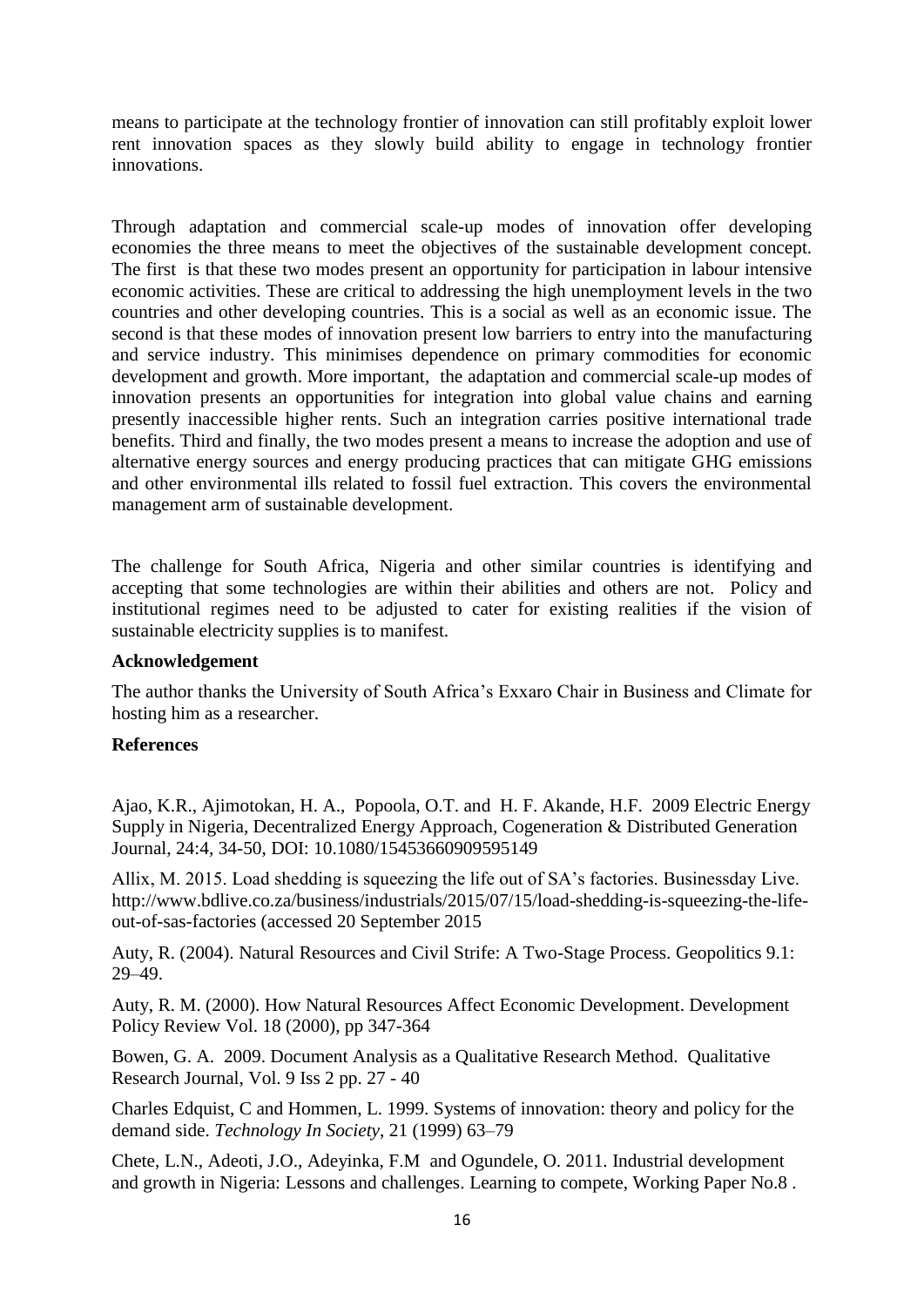means to participate at the technology frontier of innovation can still profitably exploit lower rent innovation spaces as they slowly build ability to engage in technology frontier innovations.

Through adaptation and commercial scale-up modes of innovation offer developing economies the three means to meet the objectives of the sustainable development concept. The first is that these two modes present an opportunity for participation in labour intensive economic activities. These are critical to addressing the high unemployment levels in the two countries and other developing countries. This is a social as well as an economic issue. The second is that these modes of innovation present low barriers to entry into the manufacturing and service industry. This minimises dependence on primary commodities for economic development and growth. More important, the adaptation and commercial scale-up modes of innovation presents an opportunities for integration into global value chains and earning presently inaccessible higher rents. Such an integration carries positive international trade benefits. Third and finally, the two modes present a means to increase the adoption and use of alternative energy sources and energy producing practices that can mitigate GHG emissions and other environmental ills related to fossil fuel extraction. This covers the environmental management arm of sustainable development.

The challenge for South Africa, Nigeria and other similar countries is identifying and accepting that some technologies are within their abilities and others are not. Policy and institutional regimes need to be adjusted to cater for existing realities if the vision of sustainable electricity supplies is to manifest.

**Acknowledgement**

The author thanks the University of South Africa's Exxaro Chair in Business and Climate for hosting him as a researcher.

**References**

Ajao, K.R., Ajimotokan, H. A., Popoola, O.T. and H. F. Akande, H.F. 2009 Electric Energy Supply in Nigeria, Decentralized Energy Approach, Cogeneration & Distributed Generation Journal, 24:4, 34-50, DOI: 10.1080/15453660909595149

Allix, M. 2015. Load shedding is squeezing the life out of SA's factories. Businessday Live. http://www.bdlive.co.za/business/industrials/2015/07/15/load-shedding-is-squeezing-the-life-out-of-sas-factories (accessed 20 September 2015

Auty, R. (2004). Natural Resources and Civil Strife: A Two-Stage Process. Geopolitics 9.1: 29–49.

Auty, R. M. (2000). How Natural Resources Affect Economic Development. Development Policy Review Vol. 18 (2000), pp 347-364

Bowen, G. A. 2009. Document Analysis as a Qualitative Research Method. Qualitative Research Journal, Vol. 9 Iss 2 pp. 27 - 40

Charles Edquist, C and Hommen, L. 1999. Systems of innovation: theory and policy for the demand side. *Technology In Society*, 21 (1999) 63–79

Chete, L.N., Adeoti, J.O., Adeyinka, F.M and Ogundele, O. 2011. Industrial development and growth in Nigeria: Lessons and challenges. Learning to compete, Working Paper No.8 .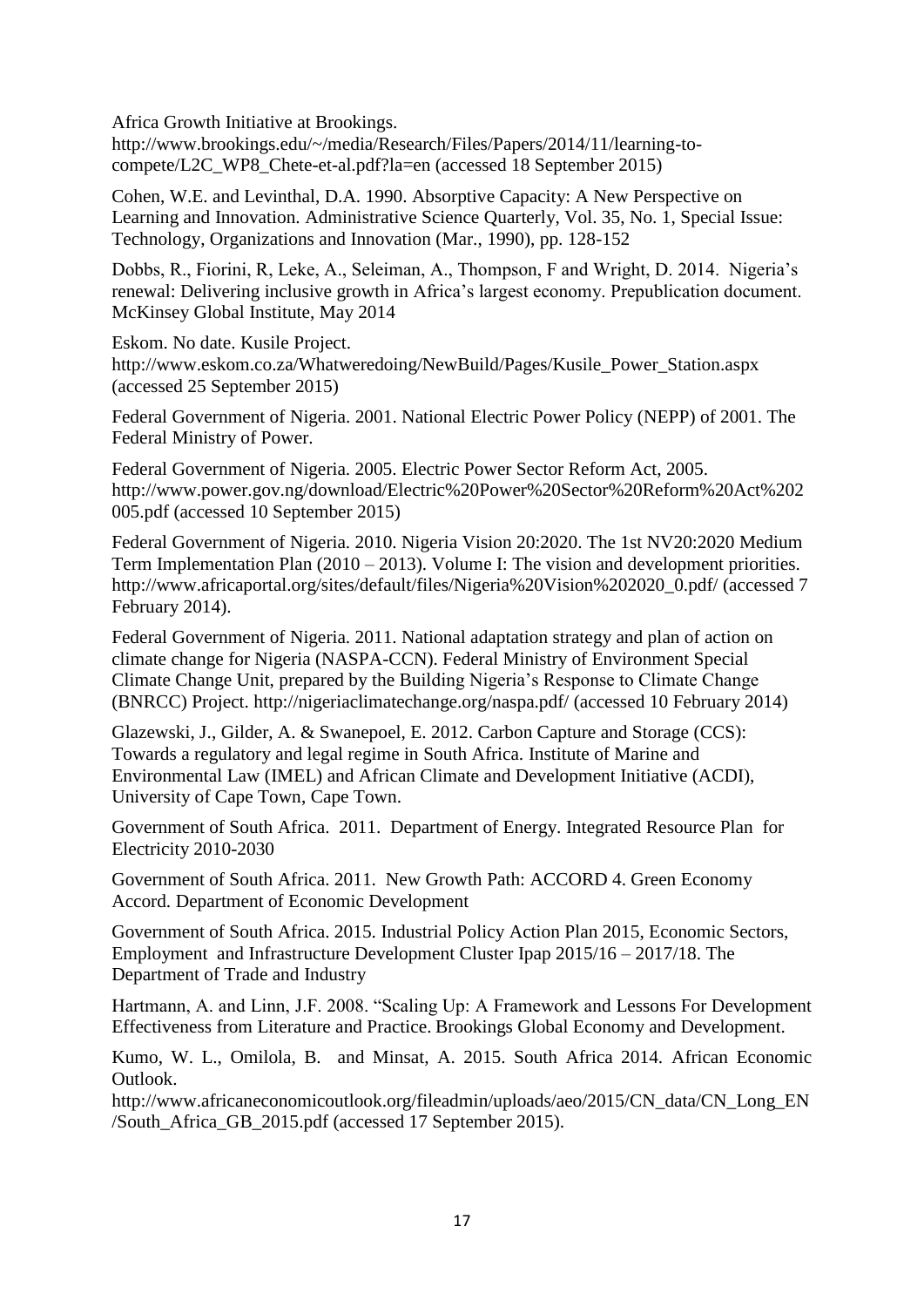Africa Growth Initiative at Brookings. http://www.brookings.edu/~/media/Research/Files/Papers/2014/11/learning-to-compete/L2C_WP8_Chete-et-al.pdf?la=en (accessed 18 September 2015)

Cohen, W.E. and Levinthal, D.A. 1990. Absorptive Capacity: A New Perspective on Learning and Innovation. Administrative Science Quarterly, Vol. 35, No. 1, Special Issue: Technology, Organizations and Innovation (Mar., 1990), pp. 128-152

Dobbs, R., Fiorini, R, Leke, A., Seleiman, A., Thompson, F and Wright, D. 2014. Nigeria's renewal: Delivering inclusive growth in Africa's largest economy. Prepublication document. McKinsey Global Institute, May 2014

Eskom. No date. Kusile Project. http://www.eskom.co.za/Whatweredoing/NewBuild/Pages/Kusile_Power_Station.aspx (accessed 25 September 2015)

Federal Government of Nigeria. 2001. National Electric Power Policy (NEPP) of 2001. The Federal Ministry of Power.

Federal Government of Nigeria. 2005. Electric Power Sector Reform Act, 2005. http://www.power.gov.ng/download/Electric%20Power%20Sector%20Reform%20Act%202005.pdf (accessed 10 September 2015)

Federal Government of Nigeria. 2010. Nigeria Vision 20:2020. The 1st NV20:2020 Medium Term Implementation Plan (2010 – 2013). Volume I: The vision and development priorities. http://www.africaportal.org/sites/default/files/Nigeria%20Vision%202020_0.pdf/ (accessed 7 February 2014).

Federal Government of Nigeria. 2011. National adaptation strategy and plan of action on climate change for Nigeria (NASPA-CCN). Federal Ministry of Environment Special Climate Change Unit, prepared by the Building Nigeria's Response to Climate Change (BNRCC) Project. http://nigeriaclimatechange.org/naspa.pdf/ (accessed 10 February 2014)

Glazewski, J., Gilder, A. & Swanepoel, E. 2012. Carbon Capture and Storage (CCS): Towards a regulatory and legal regime in South Africa. Institute of Marine and Environmental Law (IMEL) and African Climate and Development Initiative (ACDI), University of Cape Town, Cape Town.

Government of South Africa. 2011. Department of Energy. Integrated Resource Plan for Electricity 2010-2030

Government of South Africa. 2011. New Growth Path: ACCORD 4. Green Economy Accord. Department of Economic Development

Government of South Africa. 2015. Industrial Policy Action Plan 2015, Economic Sectors, Employment and Infrastructure Development Cluster Ipap 2015/16 – 2017/18. The Department of Trade and Industry

Hartmann, A. and Linn, J.F. 2008. "Scaling Up: A Framework and Lessons For Development Effectiveness from Literature and Practice. Brookings Global Economy and Development.

Kumo, W. L., Omilola, B. and Minsat, A. 2015. South Africa 2014. African Economic Outlook. http://www.africaneconomicoutlook.org/fileadmin/uploads/aeo/2015/CN_data/CN_Long_EN/South_Africa_GB_2015.pdf (accessed 17 September 2015).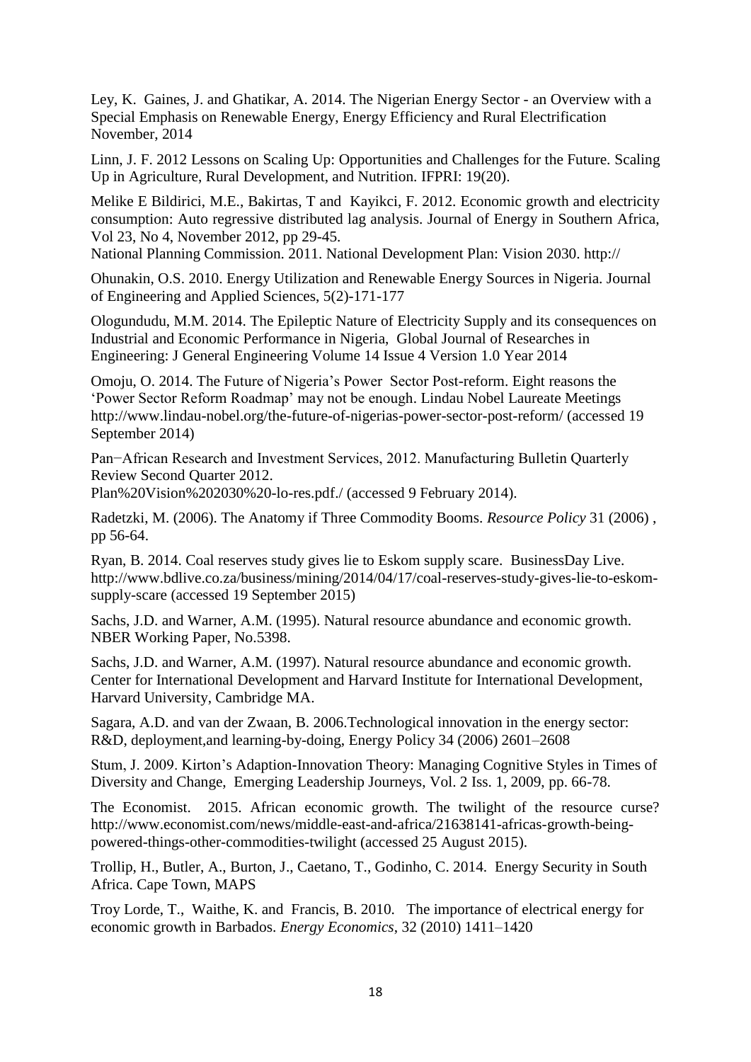Ley, K. Gaines, J. and Ghatikar, A. 2014. The Nigerian Energy Sector - an Overview with a Special Emphasis on Renewable Energy, Energy Efficiency and Rural Electrification November, 2014

Linn, J. F. 2012 Lessons on Scaling Up: Opportunities and Challenges for the Future. Scaling Up in Agriculture, Rural Development, and Nutrition. IFPRI: 19(20).

Melike E Bildirici, M.E., Bakirtas, T and Kayikci, F. 2012. Economic growth and electricity consumption: Auto regressive distributed lag analysis. Journal of Energy in Southern Africa, Vol 23, No 4, November 2012, pp 29-45.
National Planning Commission. 2011. National Development Plan: Vision 2030. http://

Ohunakin, O.S. 2010. Energy Utilization and Renewable Energy Sources in Nigeria. Journal of Engineering and Applied Sciences, 5(2)-171-177

Ologundudu, M.M. 2014. The Epileptic Nature of Electricity Supply and its consequences on Industrial and Economic Performance in Nigeria, Global Journal of Researches in Engineering: J General Engineering Volume 14 Issue 4 Version 1.0 Year 2014

Omoju, O. 2014. The Future of Nigeria's Power Sector Post-reform. Eight reasons the 'Power Sector Reform Roadmap' may not be enough. Lindau Nobel Laureate Meetings http://www.lindau-nobel.org/the-future-of-nigerias-power-sector-post-reform/ (accessed 19 September 2014)

Pan−African Research and Investment Services, 2012. Manufacturing Bulletin Quarterly Review Second Quarter 2012.
Plan%20Vision%202030%20-lo-res.pdf./ (accessed 9 February 2014).

Radetzki, M. (2006). The Anatomy if Three Commodity Booms. *Resource Policy* 31 (2006) , pp 56-64.

Ryan, B. 2014. Coal reserves study gives lie to Eskom supply scare. BusinessDay Live. http://www.bdlive.co.za/business/mining/2014/04/17/coal-reserves-study-gives-lie-to-eskom-supply-scare (accessed 19 September 2015)

Sachs, J.D. and Warner, A.M. (1995). Natural resource abundance and economic growth. NBER Working Paper, No.5398.

Sachs, J.D. and Warner, A.M. (1997). Natural resource abundance and economic growth. Center for International Development and Harvard Institute for International Development, Harvard University, Cambridge MA.

Sagara, A.D. and van der Zwaan, B. 2006.Technological innovation in the energy sector: R&D, deployment,and learning-by-doing, Energy Policy 34 (2006) 2601–2608

Stum, J. 2009. Kirton's Adaption-Innovation Theory: Managing Cognitive Styles in Times of Diversity and Change, Emerging Leadership Journeys, Vol. 2 Iss. 1, 2009, pp. 66-78.

The Economist. 2015. African economic growth. The twilight of the resource curse? http://www.economist.com/news/middle-east-and-africa/21638141-africas-growth-being-powered-things-other-commodities-twilight (accessed 25 August 2015).

Trollip, H., Butler, A., Burton, J., Caetano, T., Godinho, C. 2014. Energy Security in South Africa. Cape Town, MAPS

Troy Lorde, T., Waithe, K. and Francis, B. 2010. The importance of electrical energy for economic growth in Barbados. *Energy Economics*, 32 (2010) 1411–1420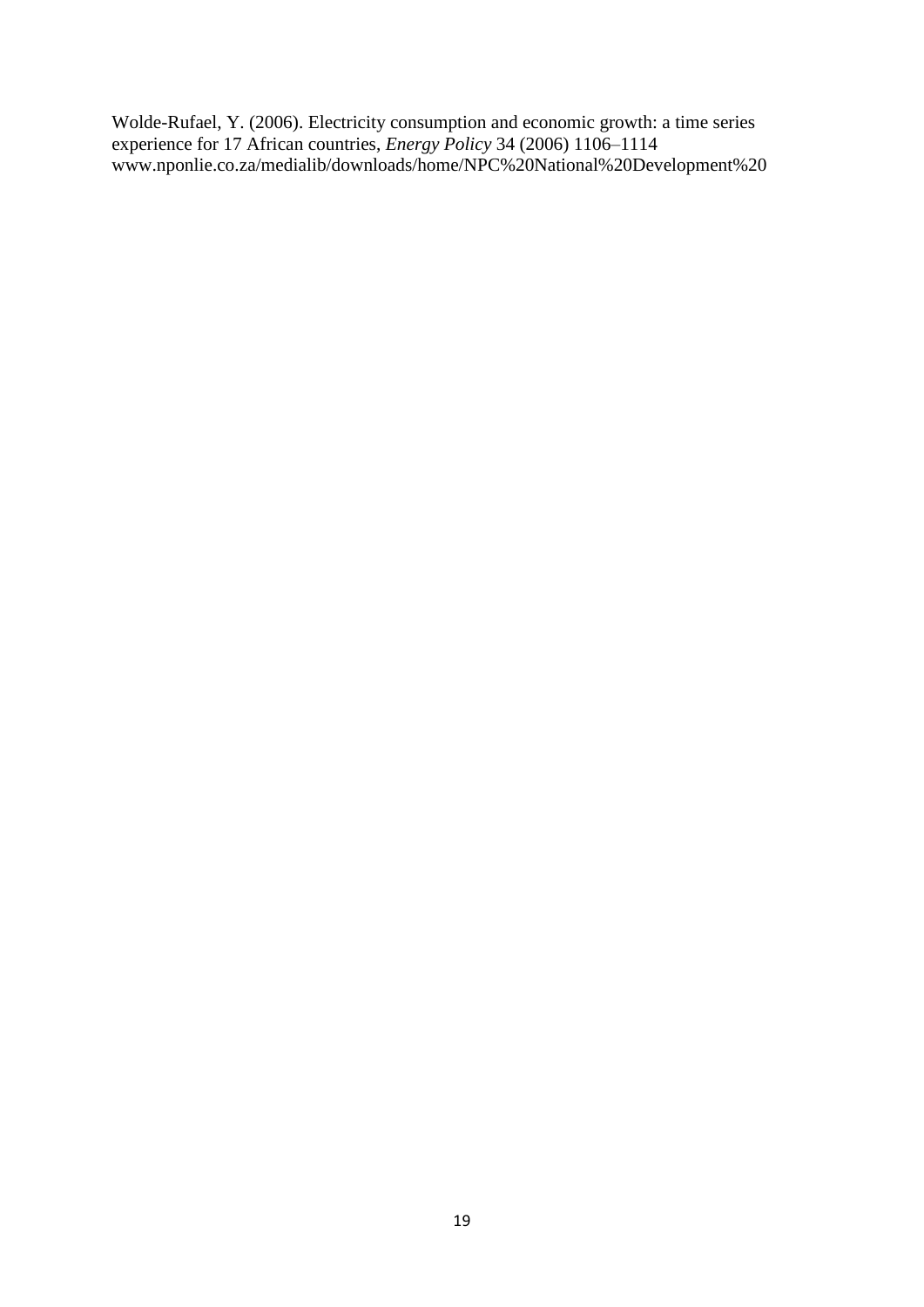Wolde-Rufael, Y. (2006). Electricity consumption and economic growth: a time series experience for 17 African countries, *Energy Policy* 34 (2006) 1106–1114
www.nponlie.co.za/medialib/downloads/home/NPC%20National%20Development%20